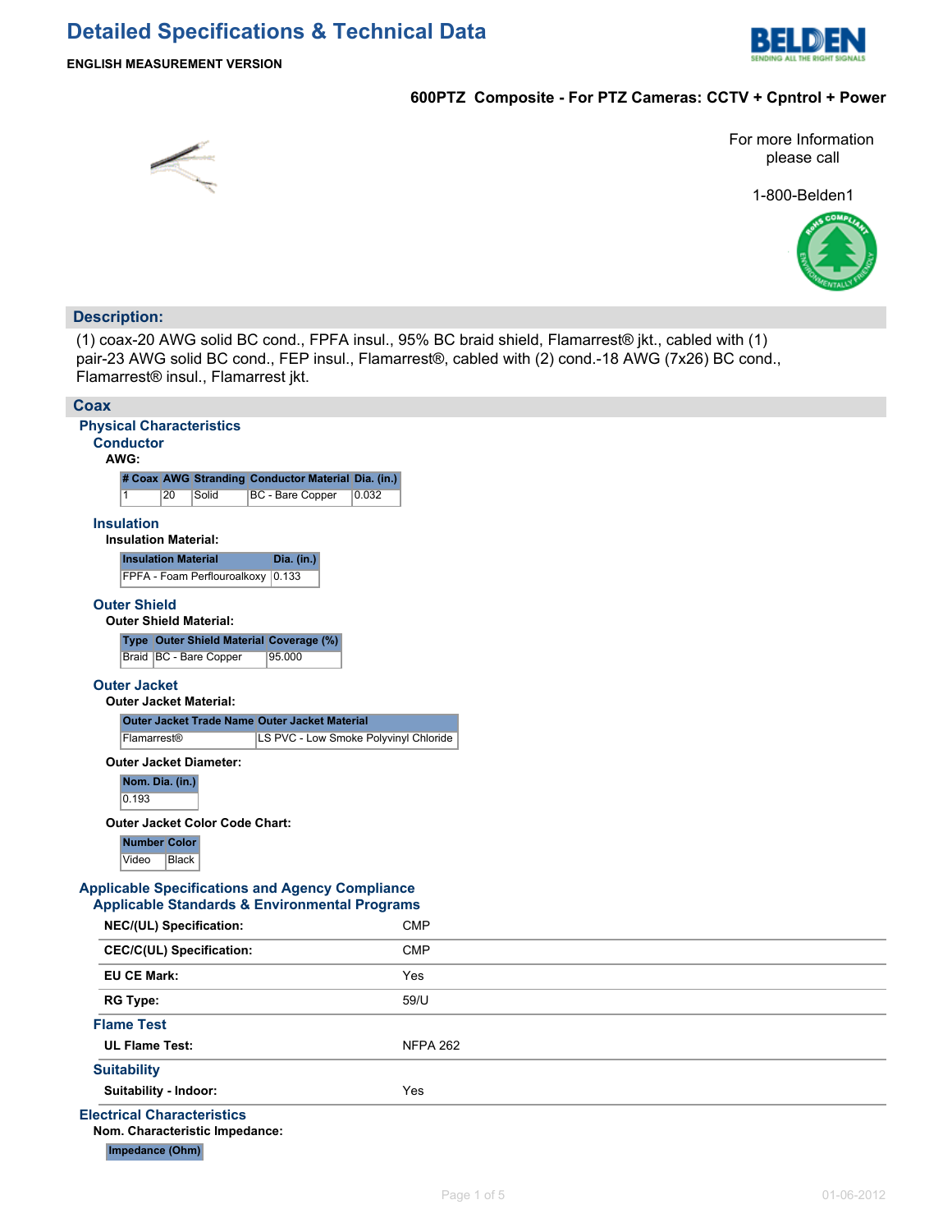# Detailed Specifications & Technical Data

**ENGLISH MEASUREMENT VERSION**

**600PTZ Composite - For PTZ Cameras: CCTV + Cpntrol + Power**

For more Information please call

1-800-Belden1

## Description:

(1) coax-20 AWG solid BC cond., FPFA insul., 95% BC braid shield, Flamarrest® jkt., cabled with (1) pair-23 AWG solid BC cond., FEP insul., Flamarrest®, cabled with (2) cond.-18 AWG (7x26) BC cond., Flamarrest® insul., Flamarrest jkt.

## Coax

### Physical Characteristics

#### Conductor

**AWG:**

| # Coax | AWG | Stranding | Conductor Material | Dia. (in.) |
|---|---|---|---|---|
| 1 | 20 | Solid | BC - Bare Copper | 0.032 |

#### Insulation

**Insulation Material:**

| Insulation Material | Dia. (in.) |
|---|---|
| FPFA - Foam Perflouroalkoxy | 0.133 |

#### Outer Shield

**Outer Shield Material:**

| Type | Outer Shield Material | Coverage (%) |
|---|---|---|
| Braid | BC - Bare Copper | 95.000 |

#### Outer Jacket

**Outer Jacket Material:**

| Outer Jacket Trade Name | Outer Jacket Material |
|---|---|
| Flamarrest® | LS PVC - Low Smoke Polyvinyl Chloride |

**Outer Jacket Diameter:**

| Nom. Dia. (in.) |
|---|
| 0.193 |

**Outer Jacket Color Code Chart:**

| Number | Color |
|---|---|
| Video | Black |

### Applicable Specifications and Agency Compliance

#### Applicable Standards & Environmental Programs

| | |
|---|---|
| **NEC/(UL) Specification:** | CMP |
| **CEC/C(UL) Specification:** | CMP |
| **EU CE Mark:** | Yes |
| **RG Type:** | 59/U |

#### Flame Test

| | |
|---|---|
| **UL Flame Test:** | NFPA 262 |

#### Suitability

| | |
|---|---|
| **Suitability - Indoor:** | Yes |

### Electrical Characteristics

**Nom. Characteristic Impedance:**

| Impedance (Ohm) |
|---|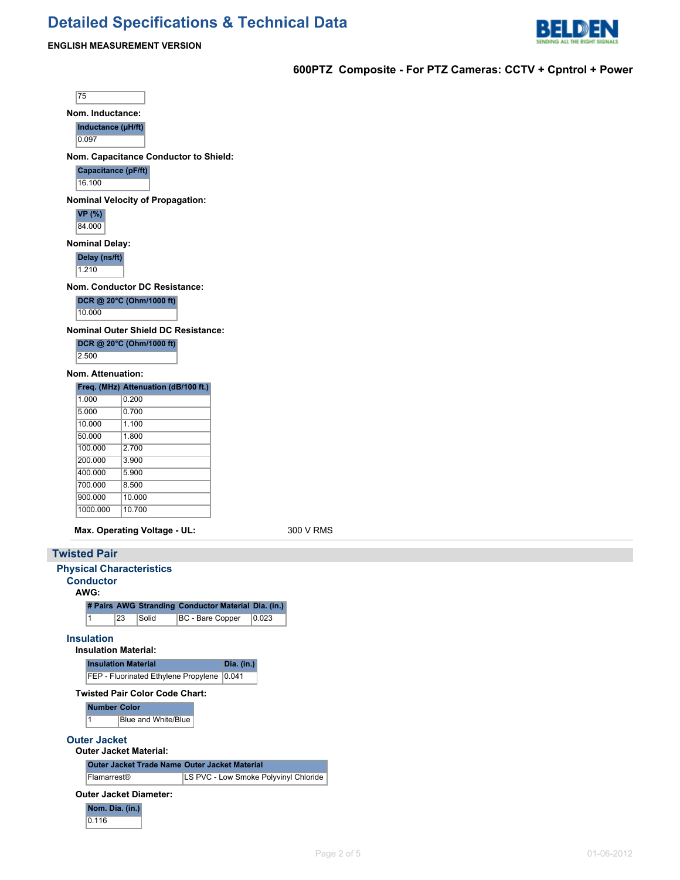| 75 |
|---|

**Nom. Inductance:**

| Inductance (µH/ft) |
|---|
| 0.097 |

**Nom. Capacitance Conductor to Shield:**

| Capacitance (pF/ft) |
|---|
| 16.100 |

**Nominal Velocity of Propagation:**

| VP (%) |
|---|
| 84.000 |

**Nominal Delay:**

| Delay (ns/ft) |
|---|
| 1.210 |

**Nom. Conductor DC Resistance:**

| DCR @ 20°C (Ohm/1000 ft) |
|---|
| 10.000 |

**Nominal Outer Shield DC Resistance:**

| DCR @ 20°C (Ohm/1000 ft) |
|---|
| 2.500 |

**Nom. Attenuation:**

| Freq. (MHz) | Attenuation (dB/100 ft.) |
|---|---|
| 1.000 | 0.200 |
| 5.000 | 0.700 |
| 10.000 | 1.100 |
| 50.000 | 1.800 |
| 100.000 | 2.700 |
| 200.000 | 3.900 |
| 400.000 | 5.900 |
| 700.000 | 8.500 |
| 900.000 | 10.000 |
| 1000.000 | 10.700 |

**Max. Operating Voltage - UL:** 300 V RMS

## Twisted Pair

### Physical Characteristics

#### Conductor

**AWG:**

| # Pairs | AWG | Stranding | Conductor Material | Dia. (in.) |
|---|---|---|---|---|
| 1 | 23 | Solid | BC - Bare Copper | 0.023 |

#### Insulation

**Insulation Material:**

| Insulation Material | Dia. (in.) |
|---|---|
| FEP - Fluorinated Ethylene Propylene | 0.041 |

**Twisted Pair Color Code Chart:**

| Number | Color |
|---|---|
| 1 | Blue and White/Blue |

#### Outer Jacket

**Outer Jacket Material:**

| Outer Jacket Trade Name | Outer Jacket Material |
|---|---|
| Flamarrest® | LS PVC - Low Smoke Polyvinyl Chloride |

**Outer Jacket Diameter:**

| Nom. Dia. (in.) |
|---|
| 0.116 |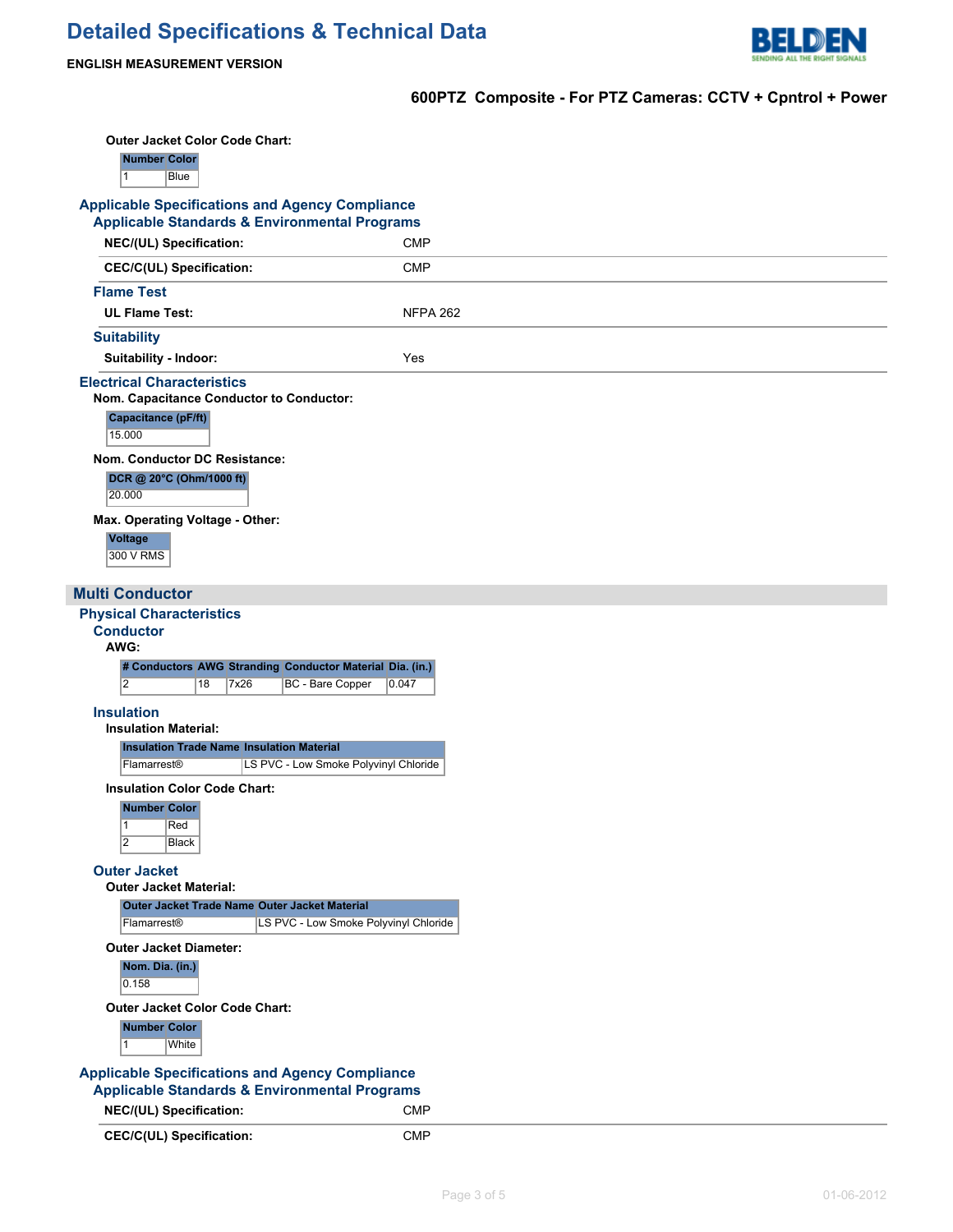**Outer Jacket Color Code Chart:**

| Number | Color |
|---|---|
| 1 | Blue |

### Applicable Specifications and Agency Compliance

#### Applicable Standards & Environmental Programs

| | |
|---|---|
| **NEC/(UL) Specification:** | CMP |
| **CEC/C(UL) Specification:** | CMP |

#### Flame Test

| | |
|---|---|
| **UL Flame Test:** | NFPA 262 |

#### Suitability

| | |
|---|---|
| **Suitability - Indoor:** | Yes |

### Electrical Characteristics

**Nom. Capacitance Conductor to Conductor:**

| Capacitance (pF/ft) |
|---|
| 15.000 |

**Nom. Conductor DC Resistance:**

| DCR @ 20°C (Ohm/1000 ft) |
|---|
| 20.000 |

**Max. Operating Voltage - Other:**

| Voltage |
|---|
| 300 V RMS |

## Multi Conductor

### Physical Characteristics

#### Conductor

**AWG:**

| # Conductors | AWG | Stranding | Conductor Material | Dia. (in.) |
|---|---|---|---|---|
| 2 | 18 | 7x26 | BC - Bare Copper | 0.047 |

#### Insulation

**Insulation Material:**

| Insulation Trade Name | Insulation Material |
|---|---|
| Flamarrest® | LS PVC - Low Smoke Polyvinyl Chloride |

**Insulation Color Code Chart:**

| Number | Color |
|---|---|
| 1 | Red |
| 2 | Black |

#### Outer Jacket

**Outer Jacket Material:**

| Outer Jacket Trade Name | Outer Jacket Material |
|---|---|
| Flamarrest® | LS PVC - Low Smoke Polyvinyl Chloride |

**Outer Jacket Diameter:**

| Nom. Dia. (in.) |
|---|
| 0.158 |

**Outer Jacket Color Code Chart:**

| Number | Color |
|---|---|
| 1 | White |

### Applicable Specifications and Agency Compliance

#### Applicable Standards & Environmental Programs

| | |
|---|---|
| **NEC/(UL) Specification:** | CMP |
| **CEC/C(UL) Specification:** | CMP |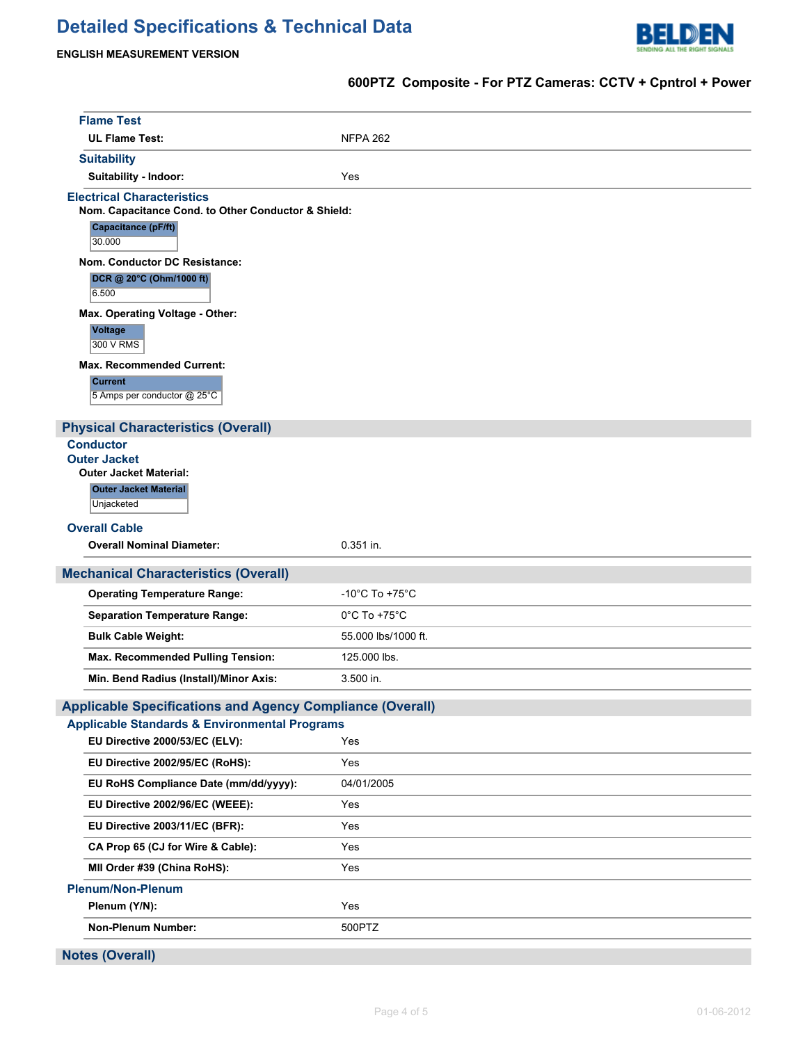# Detailed Specifications & Technical Data

**ENGLISH MEASUREMENT VERSION**

**600PTZ Composite - For PTZ Cameras: CCTV + Cpntrol + Power**

### Flame Test

| | |
|---|---|
| **UL Flame Test:** | NFPA 262 |

### Suitability

| | |
|---|---|
| **Suitability - Indoor:** | Yes |

### Electrical Characteristics

**Nom. Capacitance Cond. to Other Conductor & Shield:**

| Capacitance (pF/ft) |
|---|
| 30.000 |

**Nom. Conductor DC Resistance:**

| DCR @ 20°C (Ohm/1000 ft) |
|---|
| 6.500 |

**Max. Operating Voltage - Other:**

| Voltage |
|---|
| 300 V RMS |

**Max. Recommended Current:**

| Current |
|---|
| 5 Amps per conductor @ 25°C |

## Physical Characteristics (Overall)

### Conductor

### Outer Jacket

**Outer Jacket Material:**

| Outer Jacket Material |
|---|
| Unjacketed |

### Overall Cable

| | |
|---|---|
| **Overall Nominal Diameter:** | 0.351 in. |

## Mechanical Characteristics (Overall)

| | |
|---|---|
| **Operating Temperature Range:** | -10°C To +75°C |
| **Separation Temperature Range:** | 0°C To +75°C |
| **Bulk Cable Weight:** | 55.000 lbs/1000 ft. |
| **Max. Recommended Pulling Tension:** | 125.000 lbs. |
| **Min. Bend Radius (Install)/Minor Axis:** | 3.500 in. |

## Applicable Specifications and Agency Compliance (Overall)

### Applicable Standards & Environmental Programs

| | |
|---|---|
| **EU Directive 2000/53/EC (ELV):** | Yes |
| **EU Directive 2002/95/EC (RoHS):** | Yes |
| **EU RoHS Compliance Date (mm/dd/yyyy):** | 04/01/2005 |
| **EU Directive 2002/96/EC (WEEE):** | Yes |
| **EU Directive 2003/11/EC (BFR):** | Yes |
| **CA Prop 65 (CJ for Wire & Cable):** | Yes |
| **MII Order #39 (China RoHS):** | Yes |

### Plenum/Non-Plenum

| | |
|---|---|
| **Plenum (Y/N):** | Yes |
| **Non-Plenum Number:** | 500PTZ |

## Notes (Overall)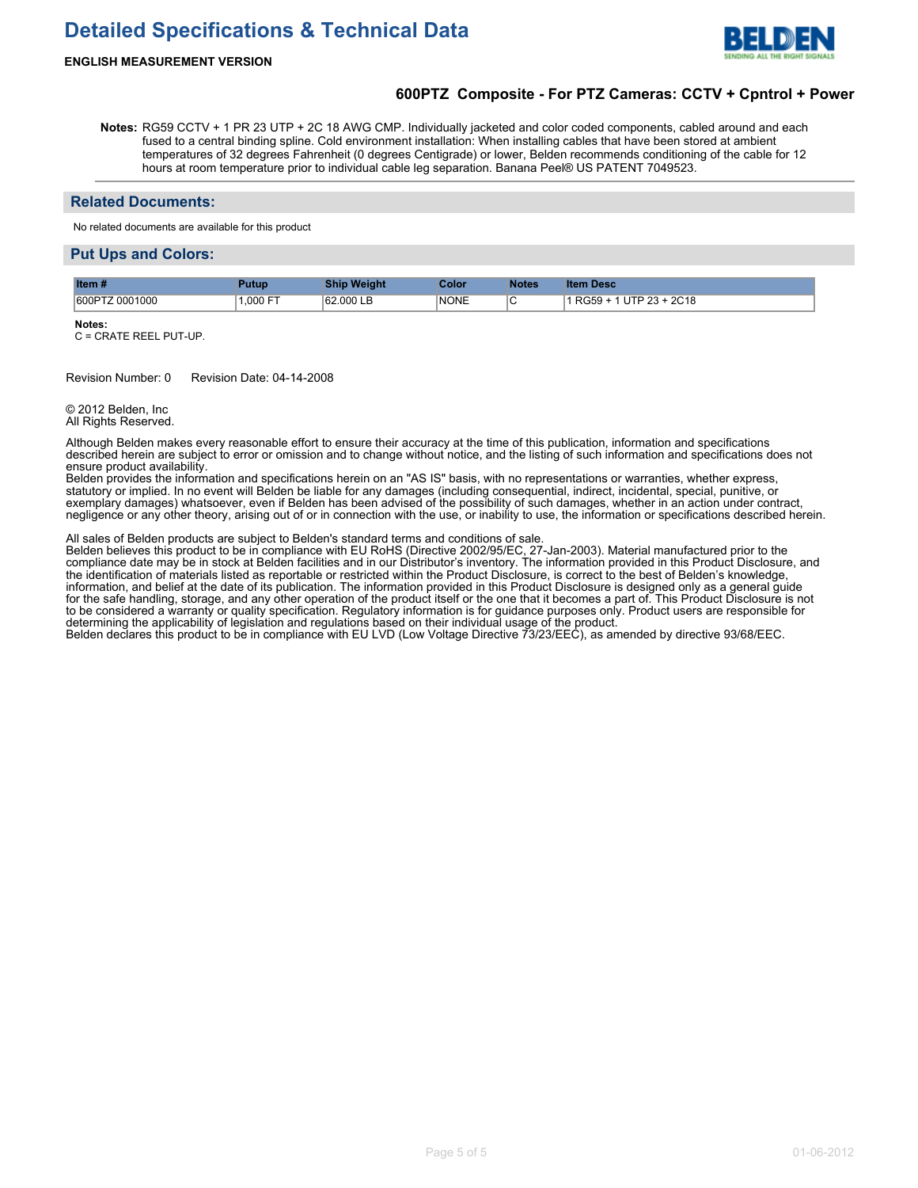# Detailed Specifications & Technical Data

**ENGLISH MEASUREMENT VERSION**

### 600PTZ Composite - For PTZ Cameras: CCTV + Cpntrol + Power

**Notes:** RG59 CCTV + 1 PR 23 UTP + 2C 18 AWG CMP. Individually jacketed and color coded components, cabled around and each fused to a central binding spline. Cold environment installation: When installing cables that have been stored at ambient temperatures of 32 degrees Fahrenheit (0 degrees Centigrade) or lower, Belden recommends conditioning of the cable for 12 hours at room temperature prior to individual cable leg separation. Banana Peel® US PATENT 7049523.

## Related Documents:

No related documents are available for this product

## Put Ups and Colors:

| Item # | Putup | Ship Weight | Color | Notes | Item Desc |
|---|---|---|---|---|---|
| 600PTZ 0001000 | 1,000 FT | 62.000 LB | NONE | C | 1 RG59 + 1 UTP 23 + 2C18 |

**Notes:**
C = CRATE REEL PUT-UP.

Revision Number: 0 Revision Date: 04-14-2008

© 2012 Belden, Inc
All Rights Reserved.

Although Belden makes every reasonable effort to ensure their accuracy at the time of this publication, information and specifications described herein are subject to error or omission and to change without notice, and the listing of such information and specifications does not ensure product availability.
Belden provides the information and specifications herein on an "AS IS" basis, with no representations or warranties, whether express, statutory or implied. In no event will Belden be liable for any damages (including consequential, indirect, incidental, special, punitive, or exemplary damages) whatsoever, even if Belden has been advised of the possibility of such damages, whether in an action under contract, negligence or any other theory, arising out of or in connection with the use, or inability to use, the information or specifications described herein.

All sales of Belden products are subject to Belden's standard terms and conditions of sale.
Belden believes this product to be in compliance with EU RoHS (Directive 2002/95/EC, 27-Jan-2003). Material manufactured prior to the compliance date may be in stock at Belden facilities and in our Distributor's inventory. The information provided in this Product Disclosure, and the identification of materials listed as reportable or restricted within the Product Disclosure, is correct to the best of Belden's knowledge, information, and belief at the date of its publication. The information provided in this Product Disclosure is designed only as a general guide for the safe handling, storage, and any other operation of the product itself or the one that it becomes a part of. This Product Disclosure is not to be considered a warranty or quality specification. Regulatory information is for guidance purposes only. Product users are responsible for determining the applicability of legislation and regulations based on their individual usage of the product.
Belden declares this product to be in compliance with EU LVD (Low Voltage Directive 73/23/EEC), as amended by directive 93/68/EEC.